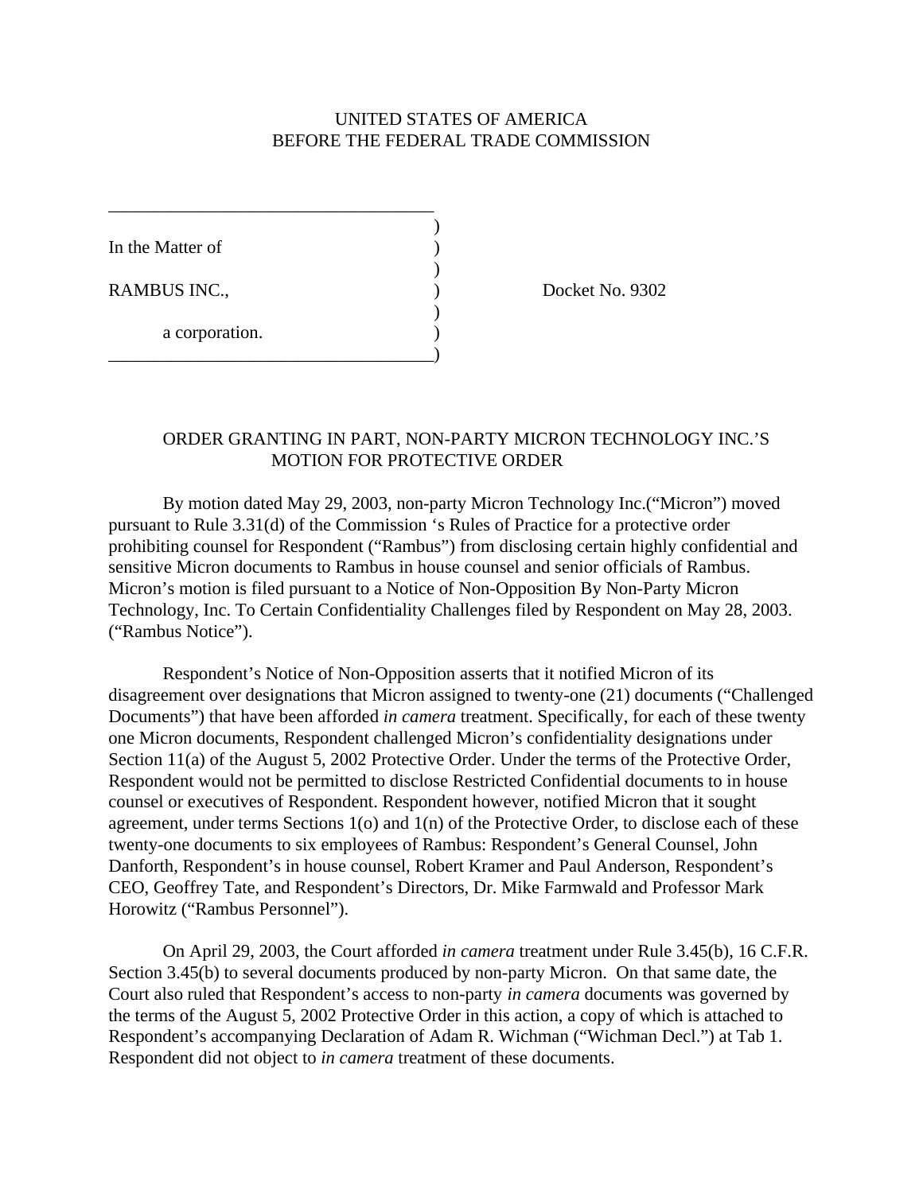UNITED STATES OF AMERICA
BEFORE THE FEDERAL TRADE COMMISSION

| | | |
|---|---|---|
| In the Matter of | ) | |
| RAMBUS INC., | ) | Docket No. 9302 |
| a corporation. | ) | |

## ORDER GRANTING IN PART, NON-PARTY MICRON TECHNOLOGY INC.'S MOTION FOR PROTECTIVE ORDER

By motion dated May 29, 2003, non-party Micron Technology Inc.("Micron") moved pursuant to Rule 3.31(d) of the Commission 's Rules of Practice for a protective order prohibiting counsel for Respondent ("Rambus") from disclosing certain highly confidential and sensitive Micron documents to Rambus in house counsel and senior officials of Rambus. Micron's motion is filed pursuant to a Notice of Non-Opposition By Non-Party Micron Technology, Inc. To Certain Confidentiality Challenges filed by Respondent on May 28, 2003. ("Rambus Notice").

Respondent's Notice of Non-Opposition asserts that it notified Micron of its disagreement over designations that Micron assigned to twenty-one (21) documents ("Challenged Documents") that have been afforded *in camera* treatment. Specifically, for each of these twenty one Micron documents, Respondent challenged Micron's confidentiality designations under Section 11(a) of the August 5, 2002 Protective Order. Under the terms of the Protective Order, Respondent would not be permitted to disclose Restricted Confidential documents to in house counsel or executives of Respondent. Respondent however, notified Micron that it sought agreement, under terms Sections 1(o) and 1(n) of the Protective Order, to disclose each of these twenty-one documents to six employees of Rambus: Respondent's General Counsel, John Danforth, Respondent's in house counsel, Robert Kramer and Paul Anderson, Respondent's CEO, Geoffrey Tate, and Respondent's Directors, Dr. Mike Farmwald and Professor Mark Horowitz ("Rambus Personnel").

On April 29, 2003, the Court afforded *in camera* treatment under Rule 3.45(b), 16 C.F.R. Section 3.45(b) to several documents produced by non-party Micron. On that same date, the Court also ruled that Respondent's access to non-party *in camera* documents was governed by the terms of the August 5, 2002 Protective Order in this action, a copy of which is attached to Respondent's accompanying Declaration of Adam R. Wichman ("Wichman Decl.") at Tab 1. Respondent did not object to *in camera* treatment of these documents.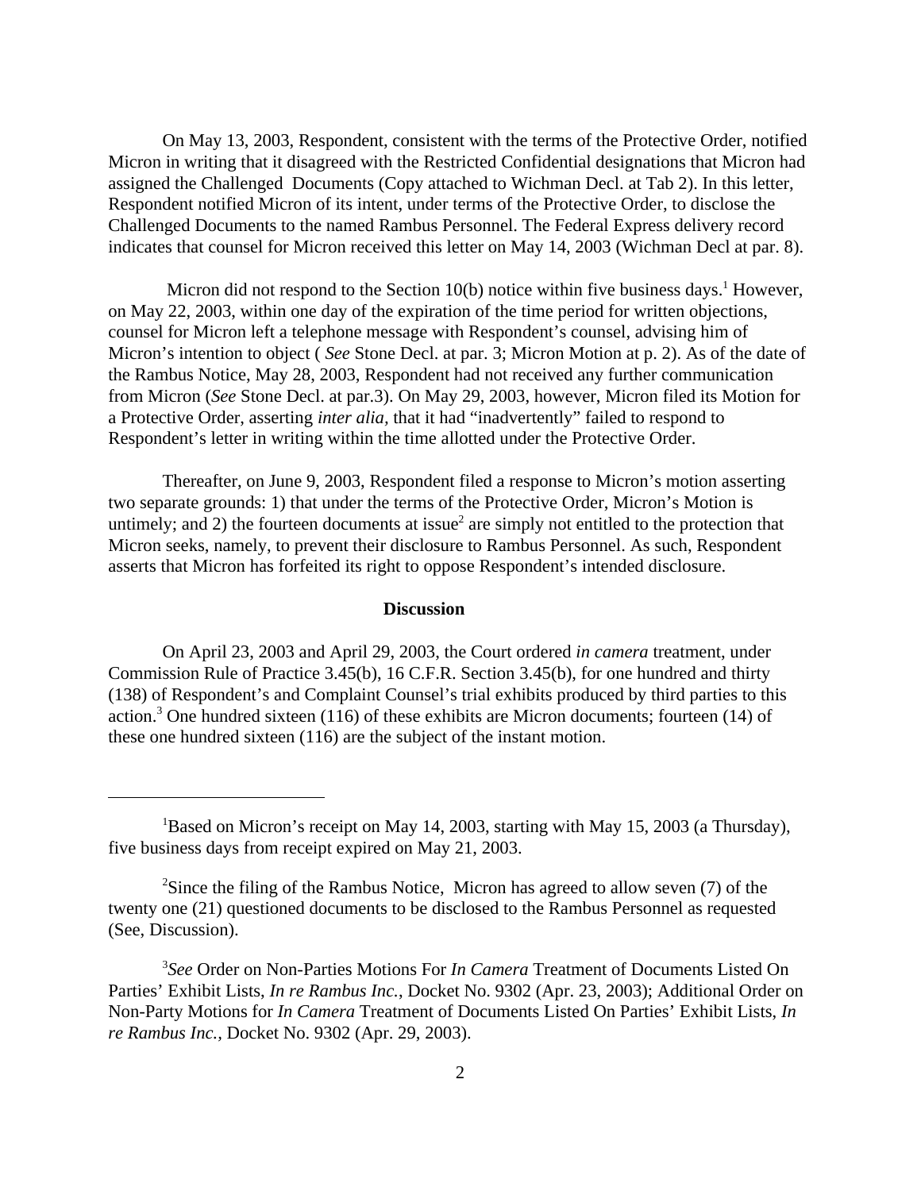On May 13, 2003, Respondent, consistent with the terms of the Protective Order, notified Micron in writing that it disagreed with the Restricted Confidential designations that Micron had assigned the Challenged Documents (Copy attached to Wichman Decl. at Tab 2). In this letter, Respondent notified Micron of its intent, under terms of the Protective Order, to disclose the Challenged Documents to the named Rambus Personnel. The Federal Express delivery record indicates that counsel for Micron received this letter on May 14, 2003 (Wichman Decl at par. 8).

Micron did not respond to the Section 10(b) notice within five business days.[1] However, on May 22, 2003, within one day of the expiration of the time period for written objections, counsel for Micron left a telephone message with Respondent's counsel, advising him of Micron's intention to object ( *See* Stone Decl. at par. 3; Micron Motion at p. 2). As of the date of the Rambus Notice, May 28, 2003, Respondent had not received any further communication from Micron (*See* Stone Decl. at par.3). On May 29, 2003, however, Micron filed its Motion for a Protective Order, asserting *inter alia*, that it had "inadvertently" failed to respond to Respondent's letter in writing within the time allotted under the Protective Order.

Thereafter, on June 9, 2003, Respondent filed a response to Micron's motion asserting two separate grounds: 1) that under the terms of the Protective Order, Micron's Motion is untimely; and 2) the fourteen documents at issue[2] are simply not entitled to the protection that Micron seeks, namely, to prevent their disclosure to Rambus Personnel. As such, Respondent asserts that Micron has forfeited its right to oppose Respondent's intended disclosure.

**Discussion**

On April 23, 2003 and April 29, 2003, the Court ordered *in camera* treatment, under Commission Rule of Practice 3.45(b), 16 C.F.R. Section 3.45(b), for one hundred and thirty (138) of Respondent's and Complaint Counsel's trial exhibits produced by third parties to this action.[3] One hundred sixteen (116) of these exhibits are Micron documents; fourteen (14) of these one hundred sixteen (116) are the subject of the instant motion.

---

[1]Based on Micron's receipt on May 14, 2003, starting with May 15, 2003 (a Thursday), five business days from receipt expired on May 21, 2003.

[2]Since the filing of the Rambus Notice, Micron has agreed to allow seven (7) of the twenty one (21) questioned documents to be disclosed to the Rambus Personnel as requested (See, Discussion).

[3]*See* Order on Non-Parties Motions For *In Camera* Treatment of Documents Listed On Parties' Exhibit Lists, *In re Rambus Inc.*, Docket No. 9302 (Apr. 23, 2003); Additional Order on Non-Party Motions for *In Camera* Treatment of Documents Listed On Parties' Exhibit Lists, *In re Rambus Inc.,* Docket No. 9302 (Apr. 29, 2003).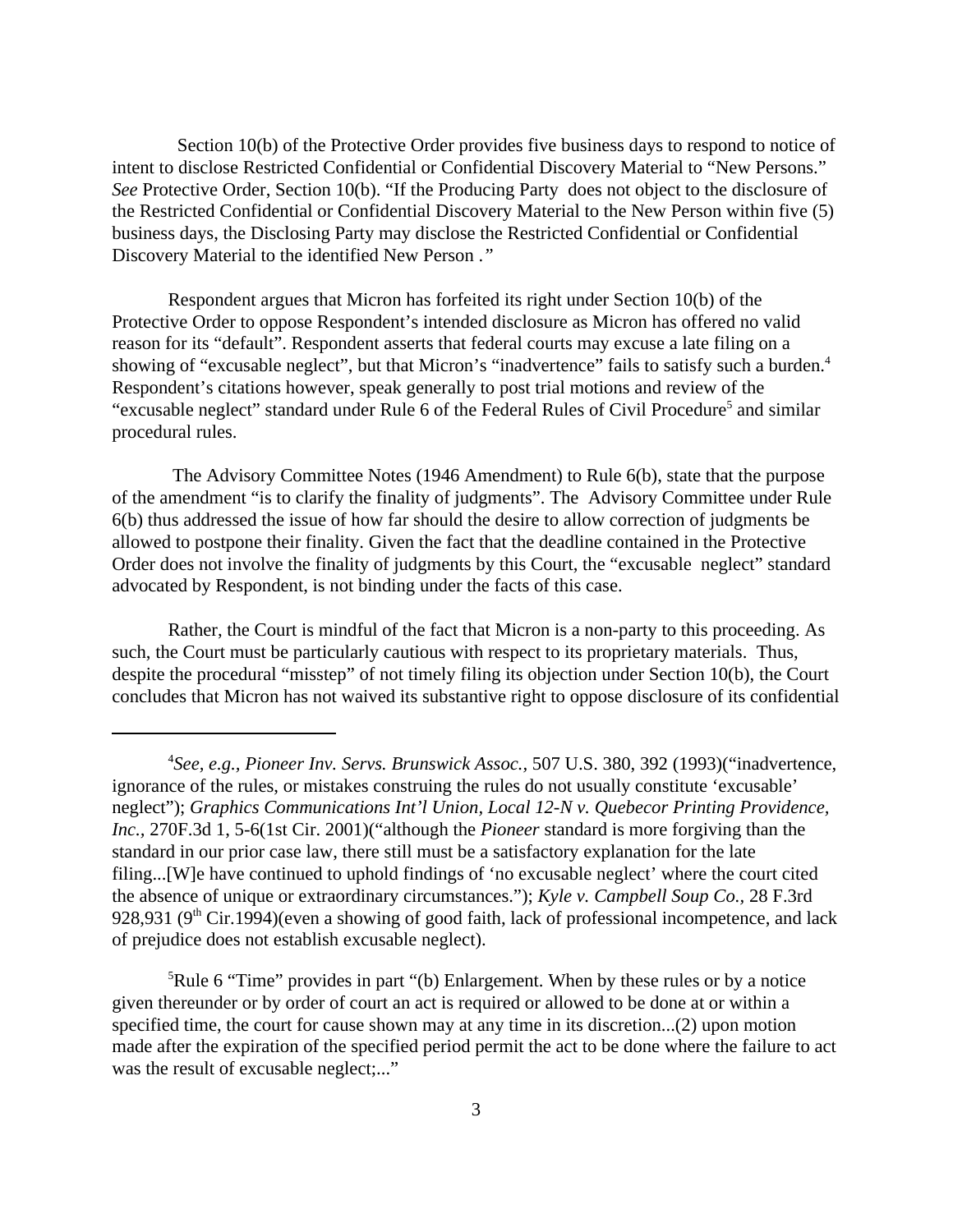Section 10(b) of the Protective Order provides five business days to respond to notice of intent to disclose Restricted Confidential or Confidential Discovery Material to "New Persons." *See* Protective Order, Section 10(b). "If the Producing Party does not object to the disclosure of the Restricted Confidential or Confidential Discovery Material to the New Person within five (5) business days, the Disclosing Party may disclose the Restricted Confidential or Confidential Discovery Material to the identified New Person *.*"

Respondent argues that Micron has forfeited its right under Section 10(b) of the Protective Order to oppose Respondent's intended disclosure as Micron has offered no valid reason for its "default". Respondent asserts that federal courts may excuse a late filing on a showing of "excusable neglect", but that Micron's "inadvertence" fails to satisfy such a burden.[4] Respondent's citations however, speak generally to post trial motions and review of the "excusable neglect" standard under Rule 6 of the Federal Rules of Civil Procedure[5] and similar procedural rules.

The Advisory Committee Notes (1946 Amendment) to Rule 6(b), state that the purpose of the amendment "is to clarify the finality of judgments". The Advisory Committee under Rule 6(b) thus addressed the issue of how far should the desire to allow correction of judgments be allowed to postpone their finality. Given the fact that the deadline contained in the Protective Order does not involve the finality of judgments by this Court, the "excusable neglect" standard advocated by Respondent, is not binding under the facts of this case.

Rather, the Court is mindful of the fact that Micron is a non-party to this proceeding. As such, the Court must be particularly cautious with respect to its proprietary materials. Thus, despite the procedural "misstep" of not timely filing its objection under Section 10(b), the Court concludes that Micron has not waived its substantive right to oppose disclosure of its confidential

---

[4]*See, e.g., Pioneer Inv. Servs. Brunswick Assoc.,* 507 U.S. 380, 392 (1993)("inadvertence, ignorance of the rules, or mistakes construing the rules do not usually constitute 'excusable' neglect"); *Graphics Communications Int'l Union, Local 12-N v. Quebecor Printing Providence, Inc.,* 270F.3d 1, 5-6(1st Cir. 2001)("although the *Pioneer* standard is more forgiving than the standard in our prior case law, there still must be a satisfactory explanation for the late filing...[W]e have continued to uphold findings of 'no excusable neglect' where the court cited the absence of unique or extraordinary circumstances."); *Kyle v. Campbell Soup Co.,* 28 F.3rd 928,931 (9th Cir.1994)(even a showing of good faith, lack of professional incompetence, and lack of prejudice does not establish excusable neglect).

[5]Rule 6 "Time" provides in part "(b) Enlargement. When by these rules or by a notice given thereunder or by order of court an act is required or allowed to be done at or within a specified time, the court for cause shown may at any time in its discretion...(2) upon motion made after the expiration of the specified period permit the act to be done where the failure to act was the result of excusable neglect;..."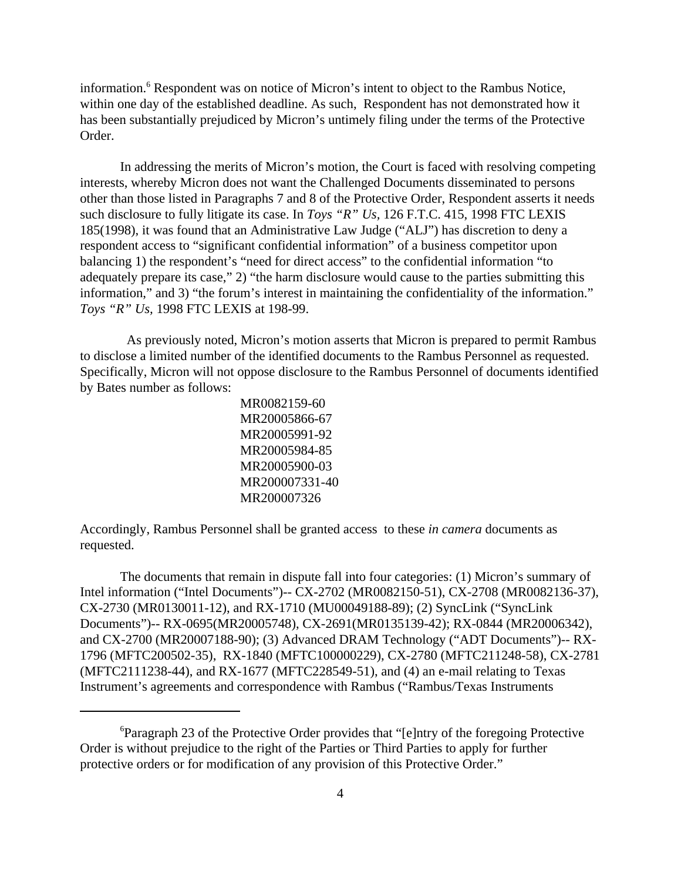information.[6] Respondent was on notice of Micron's intent to object to the Rambus Notice, within one day of the established deadline. As such, Respondent has not demonstrated how it has been substantially prejudiced by Micron's untimely filing under the terms of the Protective Order.

In addressing the merits of Micron's motion, the Court is faced with resolving competing interests, whereby Micron does not want the Challenged Documents disseminated to persons other than those listed in Paragraphs 7 and 8 of the Protective Order, Respondent asserts it needs such disclosure to fully litigate its case. In *Toys "R" Us,* 126 F.T.C. 415, 1998 FTC LEXIS 185(1998), it was found that an Administrative Law Judge ("ALJ") has discretion to deny a respondent access to "significant confidential information" of a business competitor upon balancing 1) the respondent's "need for direct access" to the confidential information "to adequately prepare its case," 2) "the harm disclosure would cause to the parties submitting this information," and 3) "the forum's interest in maintaining the confidentiality of the information." *Toys "R" Us,* 1998 FTC LEXIS at 198-99.

As previously noted, Micron's motion asserts that Micron is prepared to permit Rambus to disclose a limited number of the identified documents to the Rambus Personnel as requested. Specifically, Micron will not oppose disclosure to the Rambus Personnel of documents identified by Bates number as follows:

MR0082159-60
MR20005866-67
MR20005991-92
MR20005984-85
MR20005900-03
MR200007331-40
MR200007326

Accordingly, Rambus Personnel shall be granted access to these *in camera* documents as requested.

The documents that remain in dispute fall into four categories: (1) Micron's summary of Intel information ("Intel Documents")-- CX-2702 (MR0082150-51), CX-2708 (MR0082136-37), CX-2730 (MR0130011-12), and RX-1710 (MU00049188-89); (2) SyncLink ("SyncLink Documents")-- RX-0695(MR20005748), CX-2691(MR0135139-42); RX-0844 (MR20006342), and CX-2700 (MR20007188-90); (3) Advanced DRAM Technology ("ADT Documents")-- RX-1796 (MFTC200502-35), RX-1840 (MFTC100000229), CX-2780 (MFTC211248-58), CX-2781 (MFTC2111238-44), and RX-1677 (MFTC228549-51), and (4) an e-mail relating to Texas Instrument's agreements and correspondence with Rambus ("Rambus/Texas Instruments

---

[6] Paragraph 23 of the Protective Order provides that "[e]ntry of the foregoing Protective Order is without prejudice to the right of the Parties or Third Parties to apply for further protective orders or for modification of any provision of this Protective Order."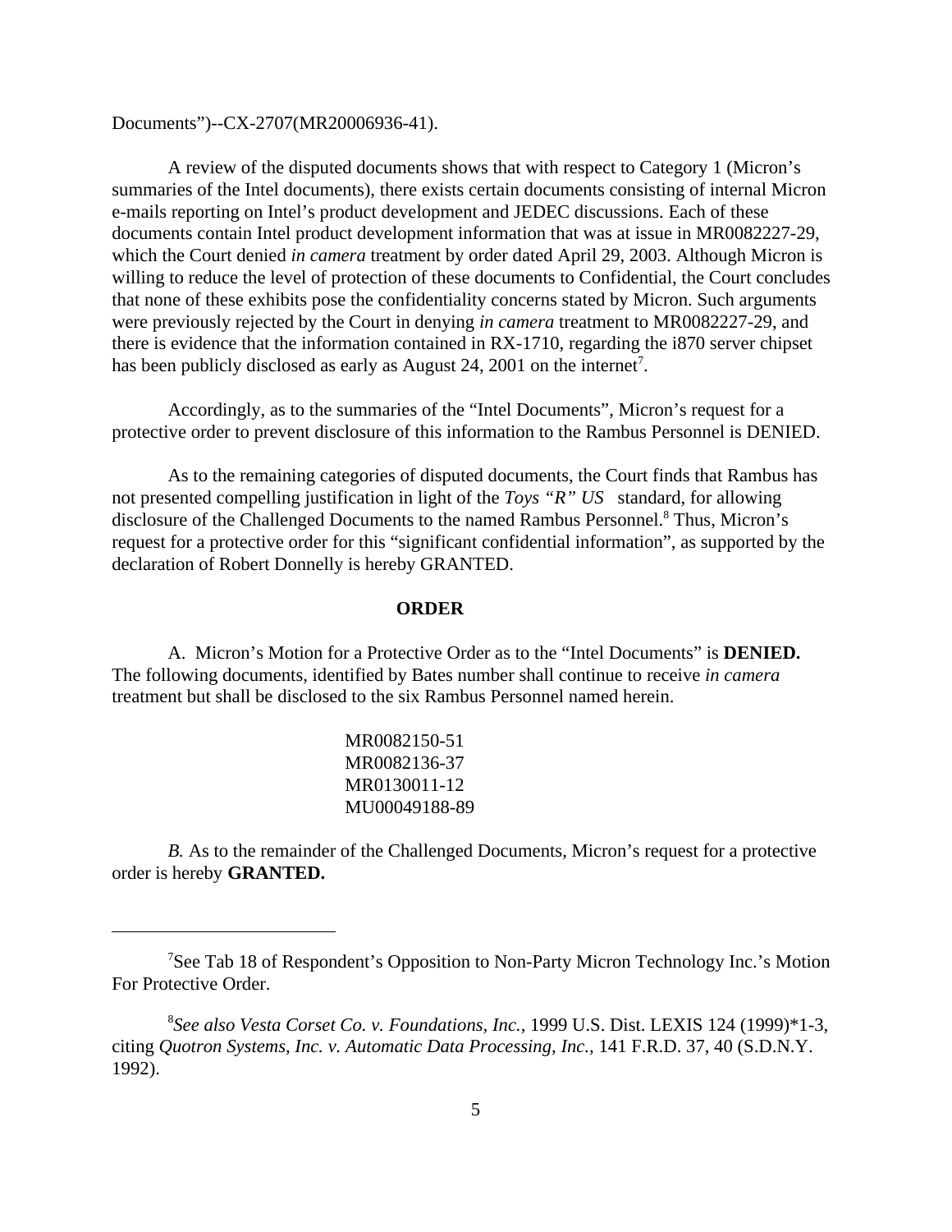Documents")--CX-2707(MR20006936-41).

A review of the disputed documents shows that with respect to Category 1 (Micron's summaries of the Intel documents), there exists certain documents consisting of internal Micron e-mails reporting on Intel's product development and JEDEC discussions. Each of these documents contain Intel product development information that was at issue in MR0082227-29, which the Court denied *in camera* treatment by order dated April 29, 2003. Although Micron is willing to reduce the level of protection of these documents to Confidential, the Court concludes that none of these exhibits pose the confidentiality concerns stated by Micron. Such arguments were previously rejected by the Court in denying *in camera* treatment to MR0082227-29, and there is evidence that the information contained in RX-1710, regarding the i870 server chipset has been publicly disclosed as early as August 24, 2001 on the internet[7].

Accordingly, as to the summaries of the "Intel Documents", Micron's request for a protective order to prevent disclosure of this information to the Rambus Personnel is DENIED.

As to the remaining categories of disputed documents, the Court finds that Rambus has not presented compelling justification in light of the *Toys "R" US* standard, for allowing disclosure of the Challenged Documents to the named Rambus Personnel.[8] Thus, Micron's request for a protective order for this "significant confidential information", as supported by the declaration of Robert Donnelly is hereby GRANTED.

**ORDER**

A. Micron's Motion for a Protective Order as to the "Intel Documents" is **DENIED.** The following documents, identified by Bates number shall continue to receive *in camera* treatment but shall be disclosed to the six Rambus Personnel named herein.

MR0082150-51
MR0082136-37
MR0130011-12
MU00049188-89

*B.* As to the remainder of the Challenged Documents, Micron's request for a protective order is hereby **GRANTED.**

---

[7] See Tab 18 of Respondent's Opposition to Non-Party Micron Technology Inc.'s Motion For Protective Order.

[8] *See also Vesta Corset Co. v. Foundations, Inc.*, 1999 U.S. Dist. LEXIS 124 (1999)*1-3, citing *Quotron Systems, Inc. v. Automatic Data Processing, Inc.,* 141 F.R.D. 37, 40 (S.D.N.Y. 1992).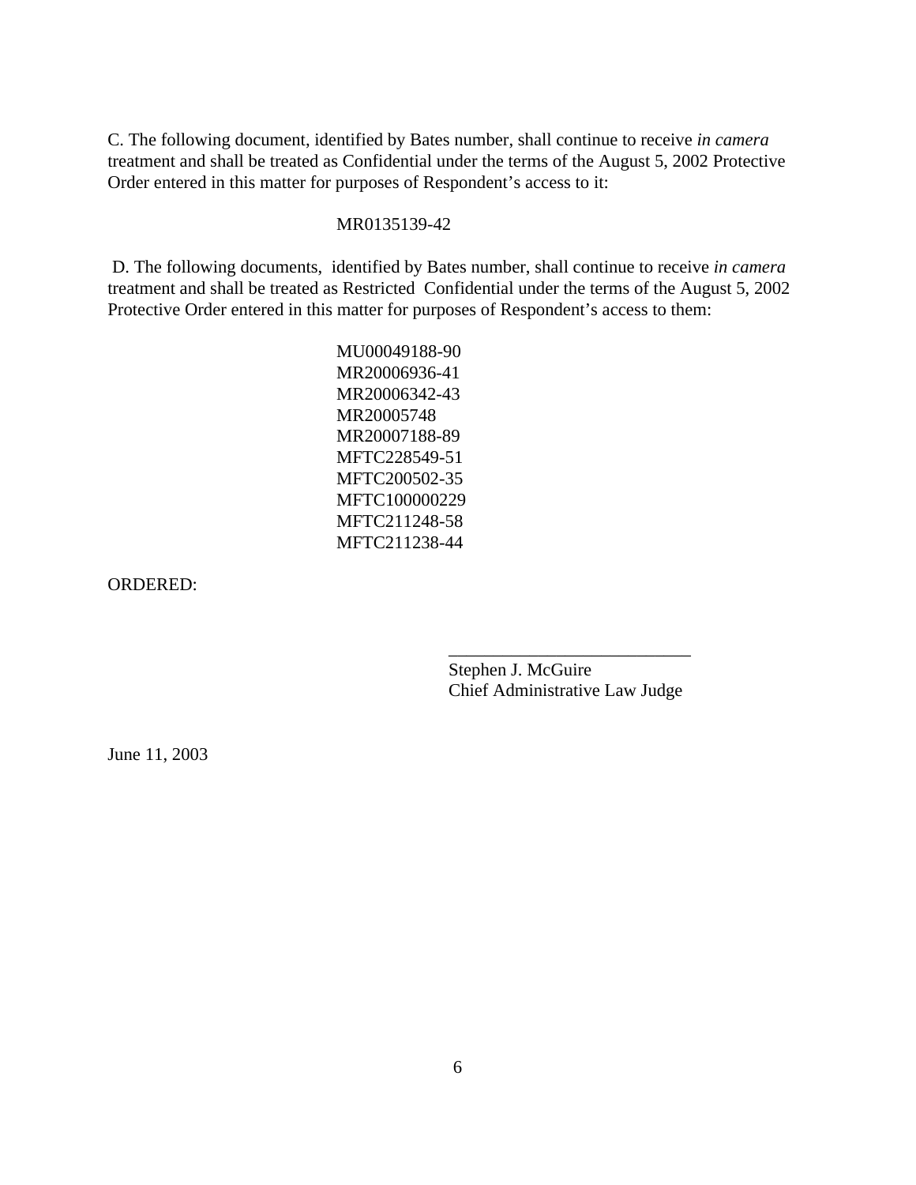C. The following document, identified by Bates number, shall continue to receive *in camera* treatment and shall be treated as Confidential under the terms of the August 5, 2002 Protective Order entered in this matter for purposes of Respondent's access to it:

MR0135139-42

D. The following documents, identified by Bates number, shall continue to receive *in camera* treatment and shall be treated as Restricted Confidential under the terms of the August 5, 2002 Protective Order entered in this matter for purposes of Respondent's access to them:

MU00049188-90
MR20006936-41
MR20006342-43
MR20005748
MR20007188-89
MFTC228549-51
MFTC200502-35
MFTC100000229
MFTC211248-58
MFTC211238-44

ORDERED:

\_\_\_\_\_\_\_\_\_\_\_\_\_\_\_\_\_\_\_\_\_\_\_\_\_\_\_\_

Stephen J. McGuire
Chief Administrative Law Judge

June 11, 2003